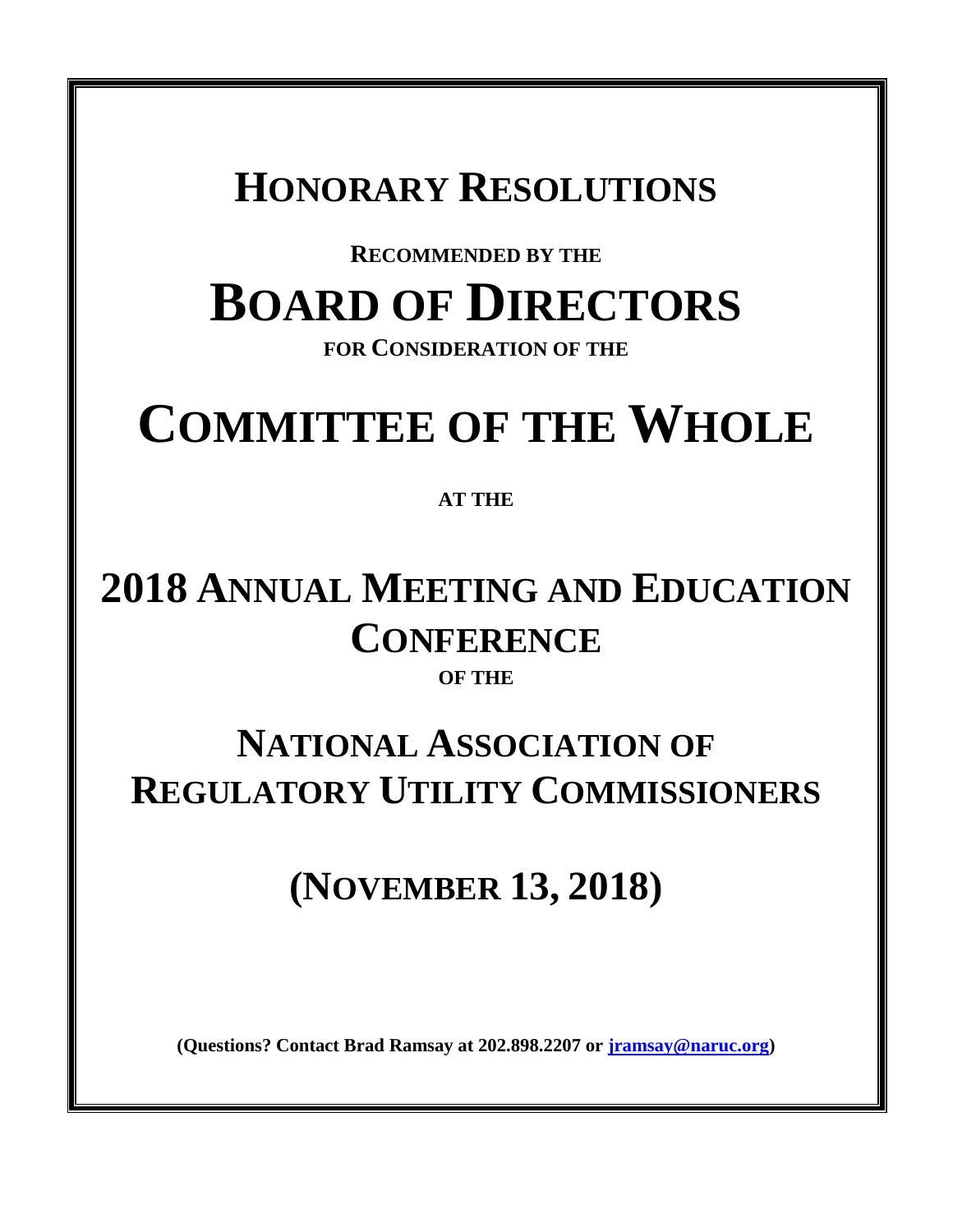# Honorary Resolutions

**Recommended by the**

# Board of Directors

**for Consideration of the**

# Committee of the Whole

**at the**

# 2018 Annual Meeting and Education Conference

**of the**

# National Association of Regulatory Utility Commissioners

## (November 13, 2018)

**(Questions? Contact Brad Ramsay at 202.898.2207 or jramsay@naruc.org)**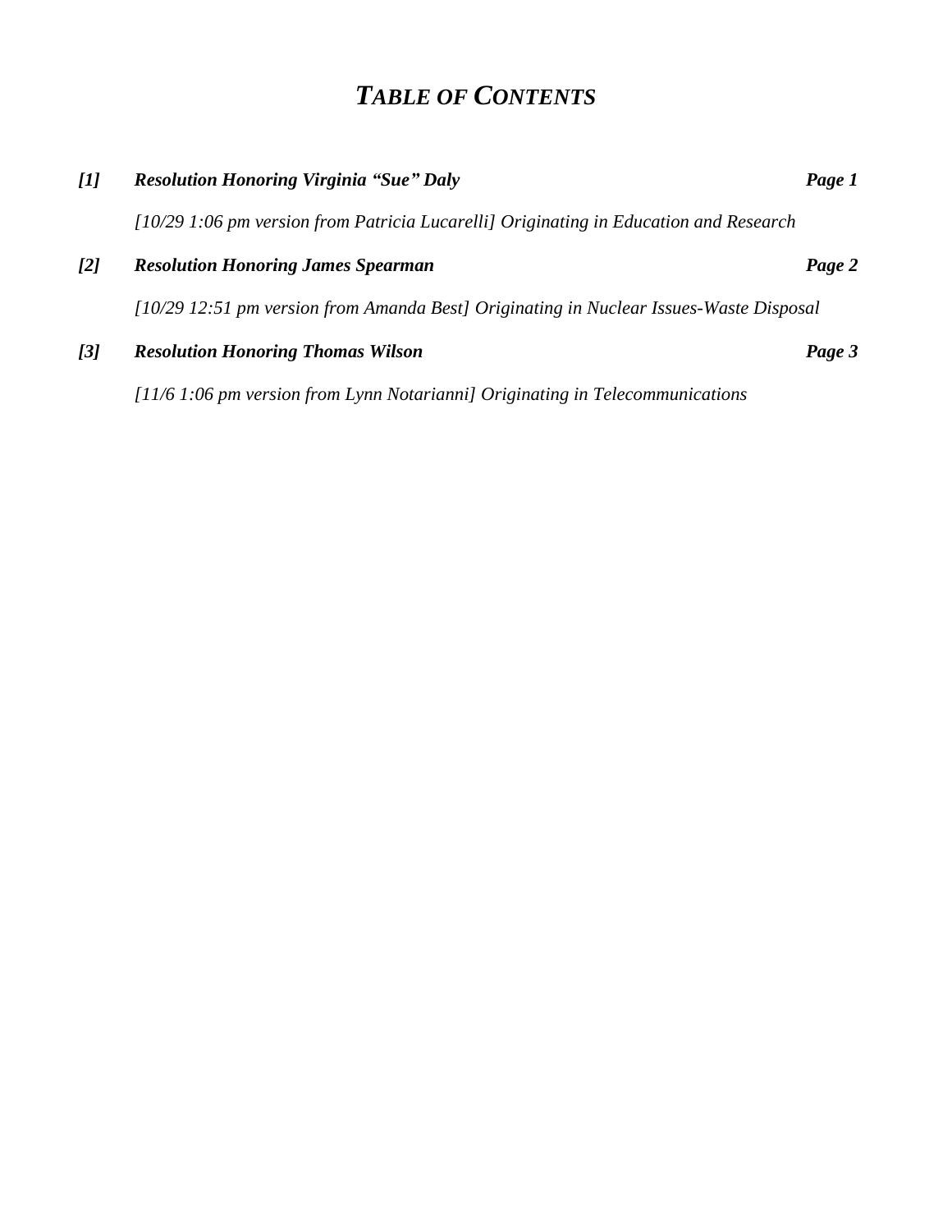# *TABLE OF CONTENTS*

***[1]*** ***Resolution Honoring Virginia "Sue" Daly*** ***Page 1***

*[10/29 1:06 pm version from Patricia Lucarelli] Originating in Education and Research*

***[2]*** ***Resolution Honoring James Spearman*** ***Page 2***

*[10/29 12:51 pm version from Amanda Best] Originating in Nuclear Issues-Waste Disposal*

***[3]*** ***Resolution Honoring Thomas Wilson*** ***Page 3***

*[11/6 1:06 pm version from Lynn Notarianni] Originating in Telecommunications*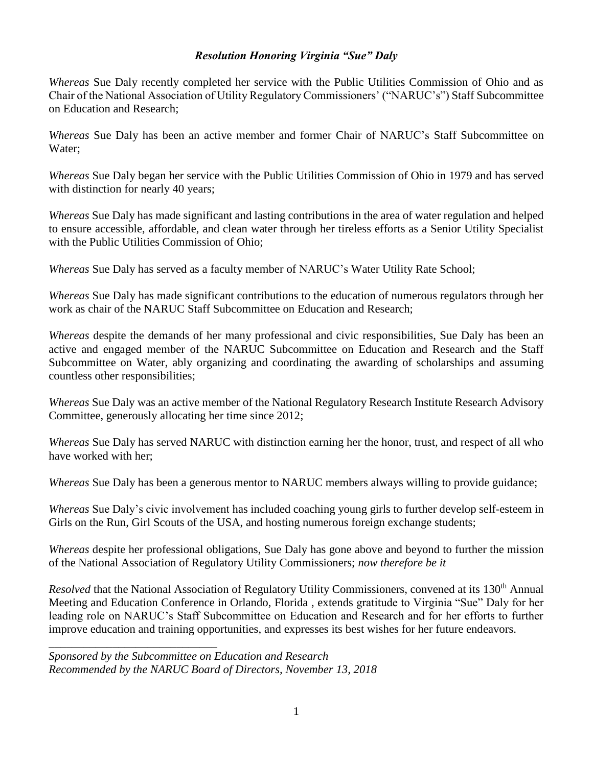### *Resolution Honoring Virginia "Sue" Daly*

*Whereas* Sue Daly recently completed her service with the Public Utilities Commission of Ohio and as Chair of the National Association of Utility Regulatory Commissioners' ("NARUC's") Staff Subcommittee on Education and Research;

*Whereas* Sue Daly has been an active member and former Chair of NARUC's Staff Subcommittee on Water;

*Whereas* Sue Daly began her service with the Public Utilities Commission of Ohio in 1979 and has served with distinction for nearly 40 years;

*Whereas* Sue Daly has made significant and lasting contributions in the area of water regulation and helped to ensure accessible, affordable, and clean water through her tireless efforts as a Senior Utility Specialist with the Public Utilities Commission of Ohio;

*Whereas* Sue Daly has served as a faculty member of NARUC's Water Utility Rate School;

*Whereas* Sue Daly has made significant contributions to the education of numerous regulators through her work as chair of the NARUC Staff Subcommittee on Education and Research;

*Whereas* despite the demands of her many professional and civic responsibilities, Sue Daly has been an active and engaged member of the NARUC Subcommittee on Education and Research and the Staff Subcommittee on Water, ably organizing and coordinating the awarding of scholarships and assuming countless other responsibilities;

*Whereas* Sue Daly was an active member of the National Regulatory Research Institute Research Advisory Committee, generously allocating her time since 2012;

*Whereas* Sue Daly has served NARUC with distinction earning her the honor, trust, and respect of all who have worked with her;

*Whereas* Sue Daly has been a generous mentor to NARUC members always willing to provide guidance;

*Whereas* Sue Daly's civic involvement has included coaching young girls to further develop self-esteem in Girls on the Run, Girl Scouts of the USA, and hosting numerous foreign exchange students;

*Whereas* despite her professional obligations, Sue Daly has gone above and beyond to further the mission of the National Association of Regulatory Utility Commissioners; *now therefore be it*

*Resolved* that the National Association of Regulatory Utility Commissioners, convened at its 130th Annual Meeting and Education Conference in Orlando, Florida , extends gratitude to Virginia "Sue" Daly for her leading role on NARUC's Staff Subcommittee on Education and Research and for her efforts to further improve education and training opportunities, and expresses its best wishes for her future endeavors.

______________________________

*Sponsored by the Subcommittee on Education and Research*
*Recommended by the NARUC Board of Directors, November 13, 2018*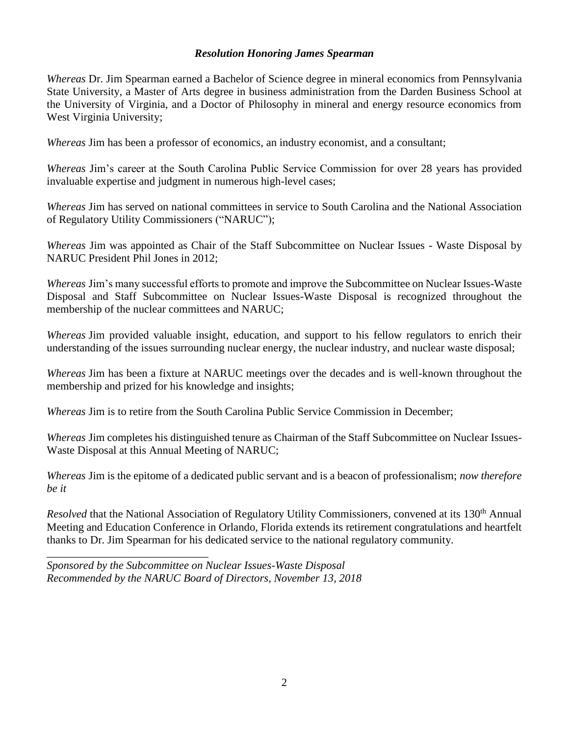***Resolution Honoring James Spearman***

*Whereas* Dr. Jim Spearman earned a Bachelor of Science degree in mineral economics from Pennsylvania State University, a Master of Arts degree in business administration from the Darden Business School at the University of Virginia, and a Doctor of Philosophy in mineral and energy resource economics from West Virginia University;

*Whereas* Jim has been a professor of economics, an industry economist, and a consultant;

*Whereas* Jim's career at the South Carolina Public Service Commission for over 28 years has provided invaluable expertise and judgment in numerous high-level cases;

*Whereas* Jim has served on national committees in service to South Carolina and the National Association of Regulatory Utility Commissioners ("NARUC");

*Whereas* Jim was appointed as Chair of the Staff Subcommittee on Nuclear Issues - Waste Disposal by NARUC President Phil Jones in 2012;

*Whereas* Jim's many successful efforts to promote and improve the Subcommittee on Nuclear Issues-Waste Disposal and Staff Subcommittee on Nuclear Issues-Waste Disposal is recognized throughout the membership of the nuclear committees and NARUC;

*Whereas* Jim provided valuable insight, education, and support to his fellow regulators to enrich their understanding of the issues surrounding nuclear energy, the nuclear industry, and nuclear waste disposal;

*Whereas* Jim has been a fixture at NARUC meetings over the decades and is well-known throughout the membership and prized for his knowledge and insights;

*Whereas* Jim is to retire from the South Carolina Public Service Commission in December;

*Whereas* Jim completes his distinguished tenure as Chairman of the Staff Subcommittee on Nuclear Issues-Waste Disposal at this Annual Meeting of NARUC;

*Whereas* Jim is the epitome of a dedicated public servant and is a beacon of professionalism; *now therefore be it*

*Resolved* that the National Association of Regulatory Utility Commissioners, convened at its 130th Annual Meeting and Education Conference in Orlando, Florida extends its retirement congratulations and heartfelt thanks to Dr. Jim Spearman for his dedicated service to the national regulatory community.

______________________________

*Sponsored by the Subcommittee on Nuclear Issues-Waste Disposal*
*Recommended by the NARUC Board of Directors, November 13, 2018*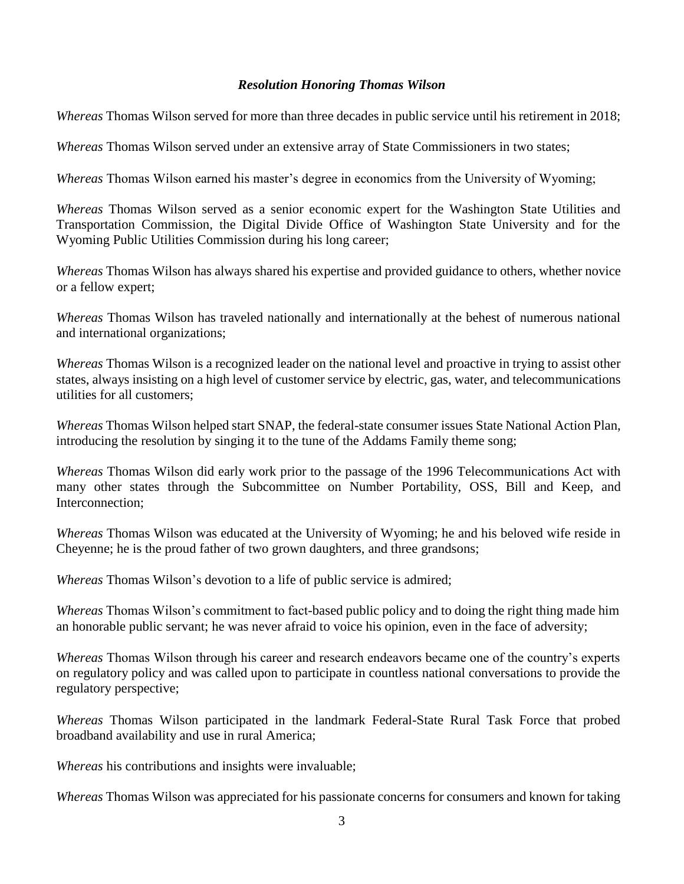### *Resolution Honoring Thomas Wilson*

*Whereas* Thomas Wilson served for more than three decades in public service until his retirement in 2018;

*Whereas* Thomas Wilson served under an extensive array of State Commissioners in two states;

*Whereas* Thomas Wilson earned his master's degree in economics from the University of Wyoming;

*Whereas* Thomas Wilson served as a senior economic expert for the Washington State Utilities and Transportation Commission, the Digital Divide Office of Washington State University and for the Wyoming Public Utilities Commission during his long career;

*Whereas* Thomas Wilson has always shared his expertise and provided guidance to others, whether novice or a fellow expert;

*Whereas* Thomas Wilson has traveled nationally and internationally at the behest of numerous national and international organizations;

*Whereas* Thomas Wilson is a recognized leader on the national level and proactive in trying to assist other states, always insisting on a high level of customer service by electric, gas, water, and telecommunications utilities for all customers;

*Whereas* Thomas Wilson helped start SNAP, the federal-state consumer issues State National Action Plan, introducing the resolution by singing it to the tune of the Addams Family theme song;

*Whereas* Thomas Wilson did early work prior to the passage of the 1996 Telecommunications Act with many other states through the Subcommittee on Number Portability, OSS, Bill and Keep, and Interconnection;

*Whereas* Thomas Wilson was educated at the University of Wyoming; he and his beloved wife reside in Cheyenne; he is the proud father of two grown daughters, and three grandsons;

*Whereas* Thomas Wilson's devotion to a life of public service is admired;

*Whereas* Thomas Wilson's commitment to fact-based public policy and to doing the right thing made him an honorable public servant; he was never afraid to voice his opinion, even in the face of adversity;

*Whereas* Thomas Wilson through his career and research endeavors became one of the country's experts on regulatory policy and was called upon to participate in countless national conversations to provide the regulatory perspective;

*Whereas* Thomas Wilson participated in the landmark Federal-State Rural Task Force that probed broadband availability and use in rural America;

*Whereas* his contributions and insights were invaluable;

*Whereas* Thomas Wilson was appreciated for his passionate concerns for consumers and known for taking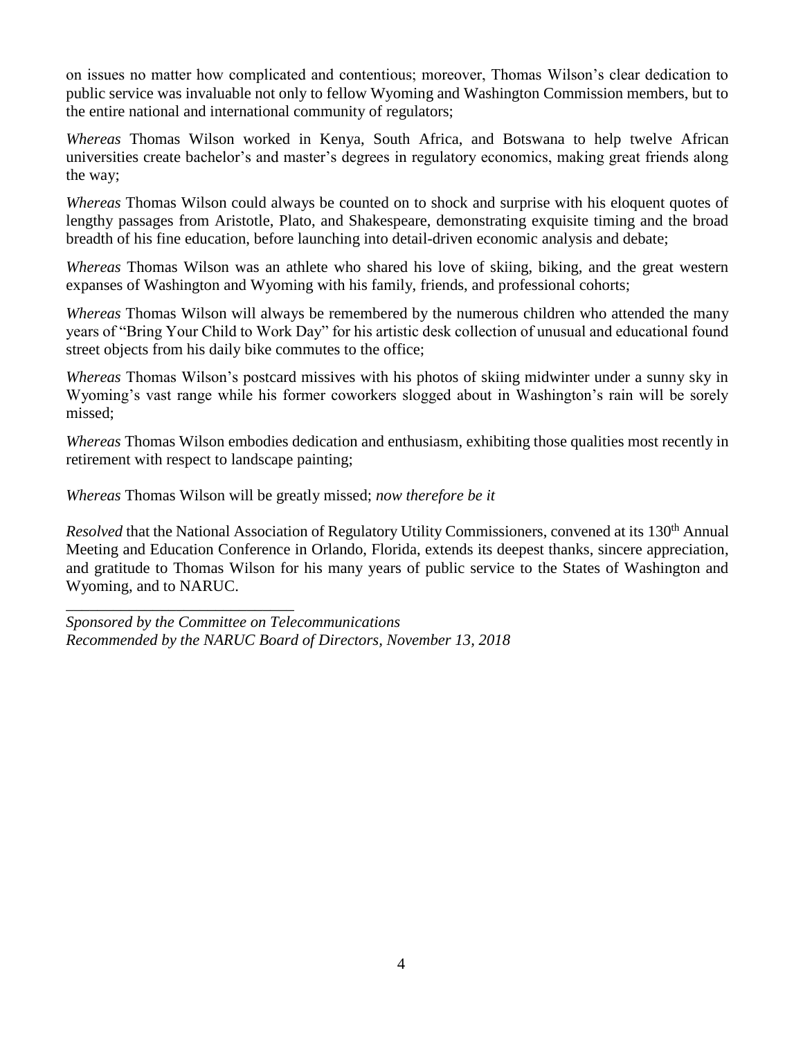on issues no matter how complicated and contentious; moreover, Thomas Wilson's clear dedication to public service was invaluable not only to fellow Wyoming and Washington Commission members, but to the entire national and international community of regulators;

*Whereas* Thomas Wilson worked in Kenya, South Africa, and Botswana to help twelve African universities create bachelor's and master's degrees in regulatory economics, making great friends along the way;

*Whereas* Thomas Wilson could always be counted on to shock and surprise with his eloquent quotes of lengthy passages from Aristotle, Plato, and Shakespeare, demonstrating exquisite timing and the broad breadth of his fine education, before launching into detail-driven economic analysis and debate;

*Whereas* Thomas Wilson was an athlete who shared his love of skiing, biking, and the great western expanses of Washington and Wyoming with his family, friends, and professional cohorts;

*Whereas* Thomas Wilson will always be remembered by the numerous children who attended the many years of "Bring Your Child to Work Day" for his artistic desk collection of unusual and educational found street objects from his daily bike commutes to the office;

*Whereas* Thomas Wilson's postcard missives with his photos of skiing midwinter under a sunny sky in Wyoming's vast range while his former coworkers slogged about in Washington's rain will be sorely missed;

*Whereas* Thomas Wilson embodies dedication and enthusiasm, exhibiting those qualities most recently in retirement with respect to landscape painting;

*Whereas* Thomas Wilson will be greatly missed; *now therefore be it*

*Resolved* that the National Association of Regulatory Utility Commissioners, convened at its 130th Annual Meeting and Education Conference in Orlando, Florida, extends its deepest thanks, sincere appreciation, and gratitude to Thomas Wilson for his many years of public service to the States of Washington and Wyoming, and to NARUC.

---

*Sponsored by the Committee on Telecommunications*
*Recommended by the NARUC Board of Directors, November 13, 2018*